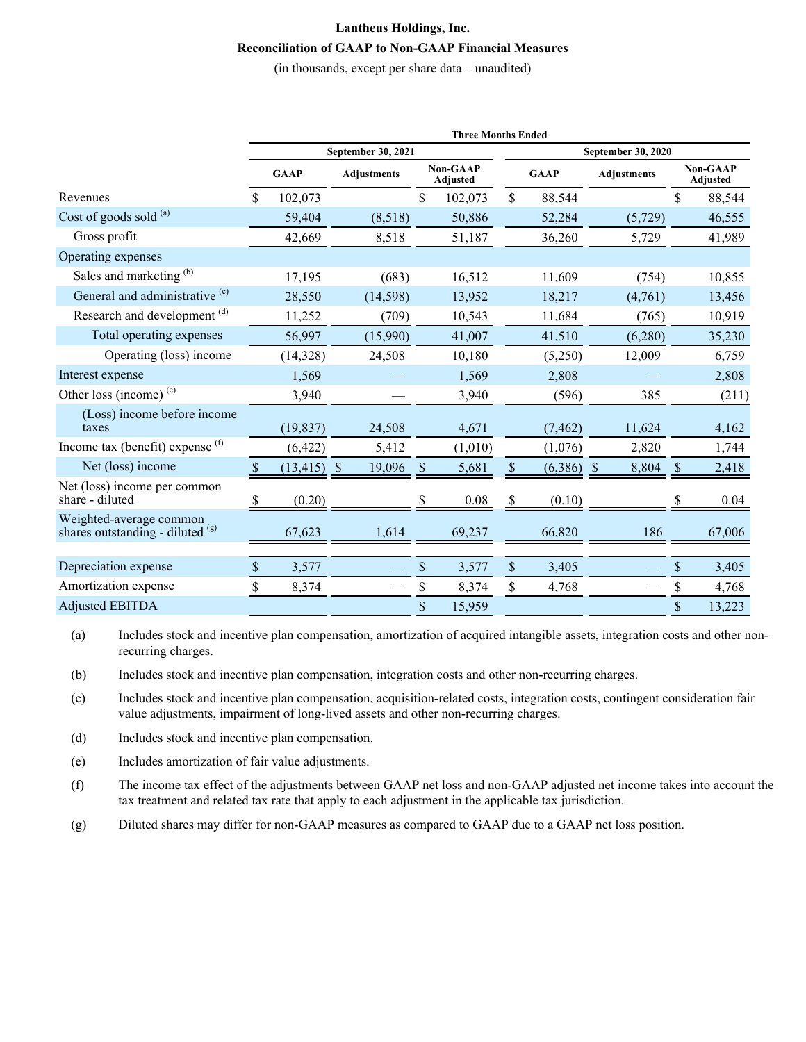**Lantheus Holdings, Inc.**

**Reconciliation of GAAP to Non-GAAP Financial Measures**

(in thousands, except per share data – unaudited)

| | Three Months Ended | | | | | |
|---|---|---|---|---|---|---|
| | September 30, 2021 | | | September 30, 2020 | | |
| | GAAP | Adjustments | Non-GAAP Adjusted | GAAP | Adjustments | Non-GAAP Adjusted |
| Revenues | $ 102,073 | | $ 102,073 | $ 88,544 | | $ 88,544 |
| Cost of goods sold [(a)] | 59,404 | (8,518) | 50,886 | 52,284 | (5,729) | 46,555 |
| Gross profit | 42,669 | 8,518 | 51,187 | 36,260 | 5,729 | 41,989 |
| Operating expenses | | | | | | |
| Sales and marketing [(b)] | 17,195 | (683) | 16,512 | 11,609 | (754) | 10,855 |
| General and administrative [(c)] | 28,550 | (14,598) | 13,952 | 18,217 | (4,761) | 13,456 |
| Research and development [(d)] | 11,252 | (709) | 10,543 | 11,684 | (765) | 10,919 |
| Total operating expenses | 56,997 | (15,990) | 41,007 | 41,510 | (6,280) | 35,230 |
| Operating (loss) income | (14,328) | 24,508 | 10,180 | (5,250) | 12,009 | 6,759 |
| Interest expense | 1,569 | — | 1,569 | 2,808 | — | 2,808 |
| Other loss (income) [(e)] | 3,940 | — | 3,940 | (596) | 385 | (211) |
| (Loss) income before income taxes | (19,837) | 24,508 | 4,671 | (7,462) | 11,624 | 4,162 |
| Income tax (benefit) expense [(f)] | (6,422) | 5,412 | (1,010) | (1,076) | 2,820 | 1,744 |
| Net (loss) income | $ (13,415) | $ 19,096 | $ 5,681 | $ (6,386) | $ 8,804 | $ 2,418 |
| Net (loss) income per common share - diluted | $ (0.20) | | $ 0.08 | $ (0.10) | | $ 0.04 |
| Weighted-average common shares outstanding - diluted [(g)] | 67,623 | 1,614 | 69,237 | 66,820 | 186 | 67,006 |
| Depreciation expense | $ 3,577 | — | $ 3,577 | $ 3,405 | — | $ 3,405 |
| Amortization expense | $ 8,374 | — | $ 8,374 | $ 4,768 | — | $ 4,768 |
| Adjusted EBITDA | | | $ 15,959 | | | $ 13,223 |

(a) Includes stock and incentive plan compensation, amortization of acquired intangible assets, integration costs and other non-recurring charges.

(b) Includes stock and incentive plan compensation, integration costs and other non-recurring charges.

(c) Includes stock and incentive plan compensation, acquisition-related costs, integration costs, contingent consideration fair value adjustments, impairment of long-lived assets and other non-recurring charges.

(d) Includes stock and incentive plan compensation.

(e) Includes amortization of fair value adjustments.

(f) The income tax effect of the adjustments between GAAP net loss and non-GAAP adjusted net income takes into account the tax treatment and related tax rate that apply to each adjustment in the applicable tax jurisdiction.

(g) Diluted shares may differ for non-GAAP measures as compared to GAAP due to a GAAP net loss position.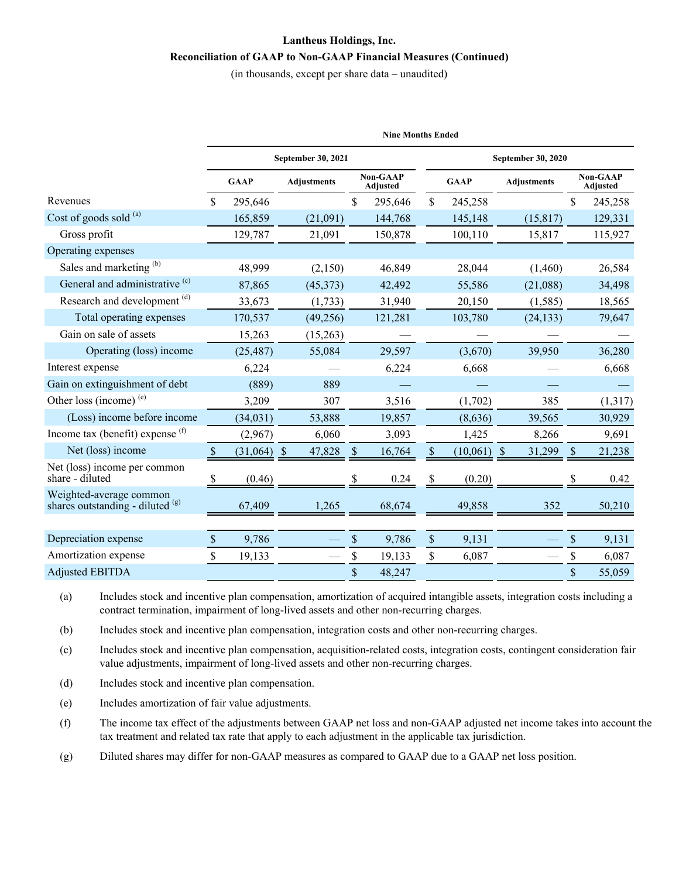**Lantheus Holdings, Inc.**

**Reconciliation of GAAP to Non-GAAP Financial Measures (Continued)**

(in thousands, except per share data – unaudited)

| | Nine Months Ended | | | | | |
|---|---|---|---|---|---|---|
| | September 30, 2021 | | | September 30, 2020 | | |
| | GAAP | Adjustments | Non-GAAP Adjusted | GAAP | Adjustments | Non-GAAP Adjusted |
| Revenues | $ 295,646 | | $ 295,646 | $ 245,258 | | $ 245,258 |
| Cost of goods sold [(a)] | 165,859 | (21,091) | 144,768 | 145,148 | (15,817) | 129,331 |
| Gross profit | 129,787 | 21,091 | 150,878 | 100,110 | 15,817 | 115,927 |
| Operating expenses | | | | | | |
| Sales and marketing [(b)] | 48,999 | (2,150) | 46,849 | 28,044 | (1,460) | 26,584 |
| General and administrative [(c)] | 87,865 | (45,373) | 42,492 | 55,586 | (21,088) | 34,498 |
| Research and development [(d)] | 33,673 | (1,733) | 31,940 | 20,150 | (1,585) | 18,565 |
| Total operating expenses | 170,537 | (49,256) | 121,281 | 103,780 | (24,133) | 79,647 |
| Gain on sale of assets | 15,263 | (15,263) | — | — | — | — |
| Operating (loss) income | (25,487) | 55,084 | 29,597 | (3,670) | 39,950 | 36,280 |
| Interest expense | 6,224 | — | 6,224 | 6,668 | — | 6,668 |
| Gain on extinguishment of debt | (889) | 889 | — | — | — | — |
| Other loss (income) [(e)] | 3,209 | 307 | 3,516 | (1,702) | 385 | (1,317) |
| (Loss) income before income | (34,031) | 53,888 | 19,857 | (8,636) | 39,565 | 30,929 |
| Income tax (benefit) expense [(f)] | (2,967) | 6,060 | 3,093 | 1,425 | 8,266 | 9,691 |
| Net (loss) income | $ (31,064) | $ 47,828 | $ 16,764 | $ (10,061) | $ 31,299 | $ 21,238 |
| Net (loss) income per common share - diluted | $ (0.46) | | $ 0.24 | $ (0.20) | | $ 0.42 |
| Weighted-average common shares outstanding - diluted [(g)] | 67,409 | 1,265 | 68,674 | 49,858 | 352 | 50,210 |
| | | | | | | |
| Depreciation expense | $ 9,786 | — | $ 9,786 | $ 9,131 | — | $ 9,131 |
| Amortization expense | $ 19,133 | — | $ 19,133 | $ 6,087 | — | $ 6,087 |
| Adjusted EBITDA | | | $ 48,247 | | | $ 55,059 |

(a) Includes stock and incentive plan compensation, amortization of acquired intangible assets, integration costs including a contract termination, impairment of long-lived assets and other non-recurring charges.

(b) Includes stock and incentive plan compensation, integration costs and other non-recurring charges.

(c) Includes stock and incentive plan compensation, acquisition-related costs, integration costs, contingent consideration fair value adjustments, impairment of long-lived assets and other non-recurring charges.

(d) Includes stock and incentive plan compensation.

(e) Includes amortization of fair value adjustments.

(f) The income tax effect of the adjustments between GAAP net loss and non-GAAP adjusted net income takes into account the tax treatment and related tax rate that apply to each adjustment in the applicable tax jurisdiction.

(g) Diluted shares may differ for non-GAAP measures as compared to GAAP due to a GAAP net loss position.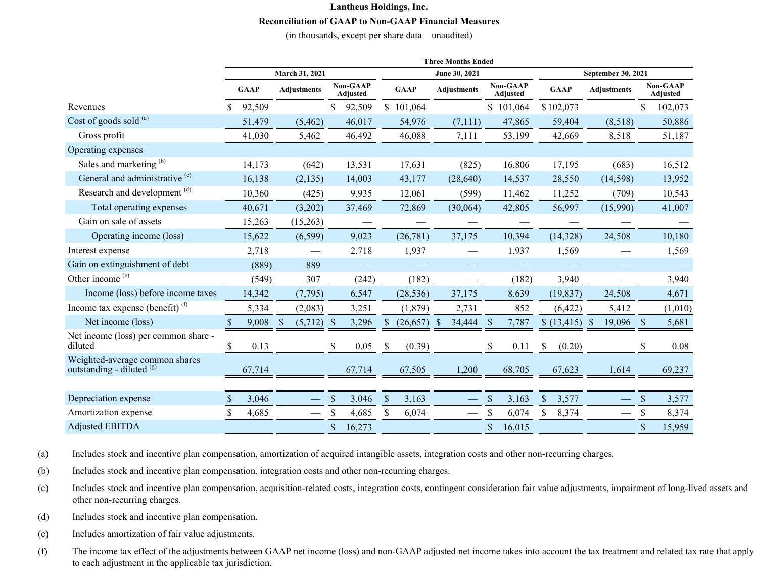**Lantheus Holdings, Inc.**

**Reconciliation of GAAP to Non-GAAP Financial Measures**

(in thousands, except per share data – unaudited)

| | Three Months Ended | | | | | | | | |
|---|---|---|---|---|---|---|---|---|---|
| | March 31, 2021 | | | June 30, 2021 | | | September 30, 2021 | | |
| | GAAP | Adjustments | Non-GAAP Adjusted | GAAP | Adjustments | Non-GAAP Adjusted | GAAP | Adjustments | Non-GAAP Adjusted |
| Revenues | $ 92,509 | | $ 92,509 | $ 101,064 | | $ 101,064 | $ 102,073 | | $ 102,073 |
| Cost of goods sold [(a)] | 51,479 | (5,462) | 46,017 | 54,976 | (7,111) | 47,865 | 59,404 | (8,518) | 50,886 |
| Gross profit | 41,030 | 5,462 | 46,492 | 46,088 | 7,111 | 53,199 | 42,669 | 8,518 | 51,187 |
| Operating expenses | | | | | | | | | |
| Sales and marketing [(b)] | 14,173 | (642) | 13,531 | 17,631 | (825) | 16,806 | 17,195 | (683) | 16,512 |
| General and administrative [(c)] | 16,138 | (2,135) | 14,003 | 43,177 | (28,640) | 14,537 | 28,550 | (14,598) | 13,952 |
| Research and development [(d)] | 10,360 | (425) | 9,935 | 12,061 | (599) | 11,462 | 11,252 | (709) | 10,543 |
| Total operating expenses | 40,671 | (3,202) | 37,469 | 72,869 | (30,064) | 42,805 | 56,997 | (15,990) | 41,007 |
| Gain on sale of assets | 15,263 | (15,263) | — | — | — | — | — | — | — |
| Operating income (loss) | 15,622 | (6,599) | 9,023 | (26,781) | 37,175 | 10,394 | (14,328) | 24,508 | 10,180 |
| Interest expense | 2,718 | — | 2,718 | 1,937 | — | 1,937 | 1,569 | — | 1,569 |
| Gain on extinguishment of debt | (889) | 889 | — | — | — | — | — | — | — |
| Other income [(e)] | (549) | 307 | (242) | (182) | — | (182) | 3,940 | — | 3,940 |
| Income (loss) before income taxes | 14,342 | (7,795) | 6,547 | (28,536) | 37,175 | 8,639 | (19,837) | 24,508 | 4,671 |
| Income tax expense (benefit) [(f)] | 5,334 | (2,083) | 3,251 | (1,879) | 2,731 | 852 | (6,422) | 5,412 | (1,010) |
| Net income (loss) | $ 9,008 | $ (5,712) | $ 3,296 | $ (26,657) | $ 34,444 | $ 7,787 | $ (13,415) | $ 19,096 | $ 5,681 |
| Net income (loss) per common share - diluted | $ 0.13 | | $ 0.05 | $ (0.39) | | $ 0.11 | $ (0.20) | | $ 0.08 |
| Weighted-average common shares outstanding - diluted [(g)] | 67,714 | | 67,714 | 67,505 | 1,200 | 68,705 | 67,623 | 1,614 | 69,237 |
| | | | | | | | | | |
| Depreciation expense | $ 3,046 | — | $ 3,046 | $ 3,163 | — | $ 3,163 | $ 3,577 | — | $ 3,577 |
| Amortization expense | $ 4,685 | — | $ 4,685 | $ 6,074 | — | $ 6,074 | $ 8,374 | — | $ 8,374 |
| Adjusted EBITDA | | | $ 16,273 | | | $ 16,015 | | | $ 15,959 |

(a) Includes stock and incentive plan compensation, amortization of acquired intangible assets, integration costs and other non-recurring charges.

(b) Includes stock and incentive plan compensation, integration costs and other non-recurring charges.

(c) Includes stock and incentive plan compensation, acquisition-related costs, integration costs, contingent consideration fair value adjustments, impairment of long-lived assets and other non-recurring charges.

(d) Includes stock and incentive plan compensation.

(e) Includes amortization of fair value adjustments.

(f) The income tax effect of the adjustments between GAAP net income (loss) and non-GAAP adjusted net income takes into account the tax treatment and related tax rate that apply to each adjustment in the applicable tax jurisdiction.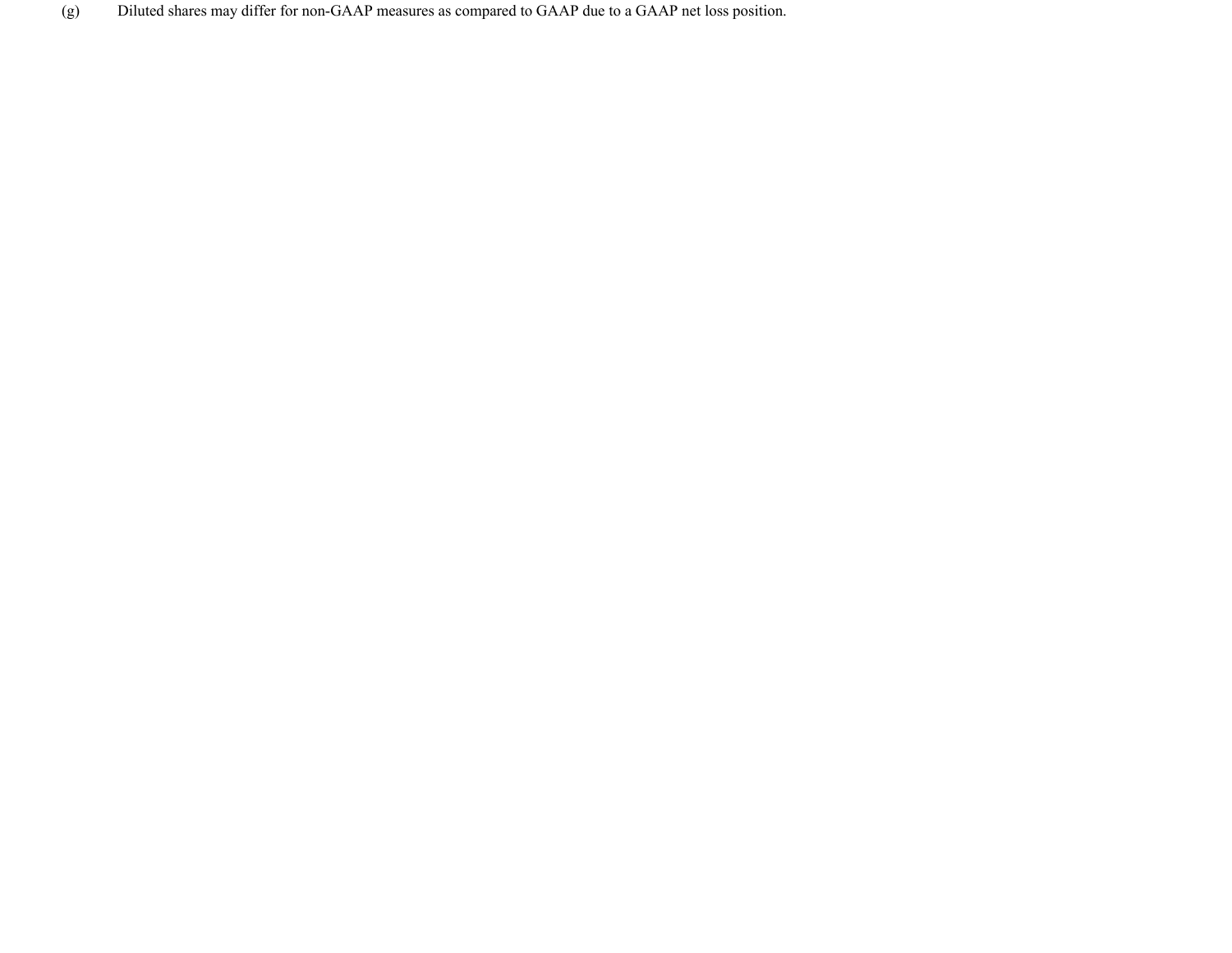(g) Diluted shares may differ for non-GAAP measures as compared to GAAP due to a GAAP net loss position.